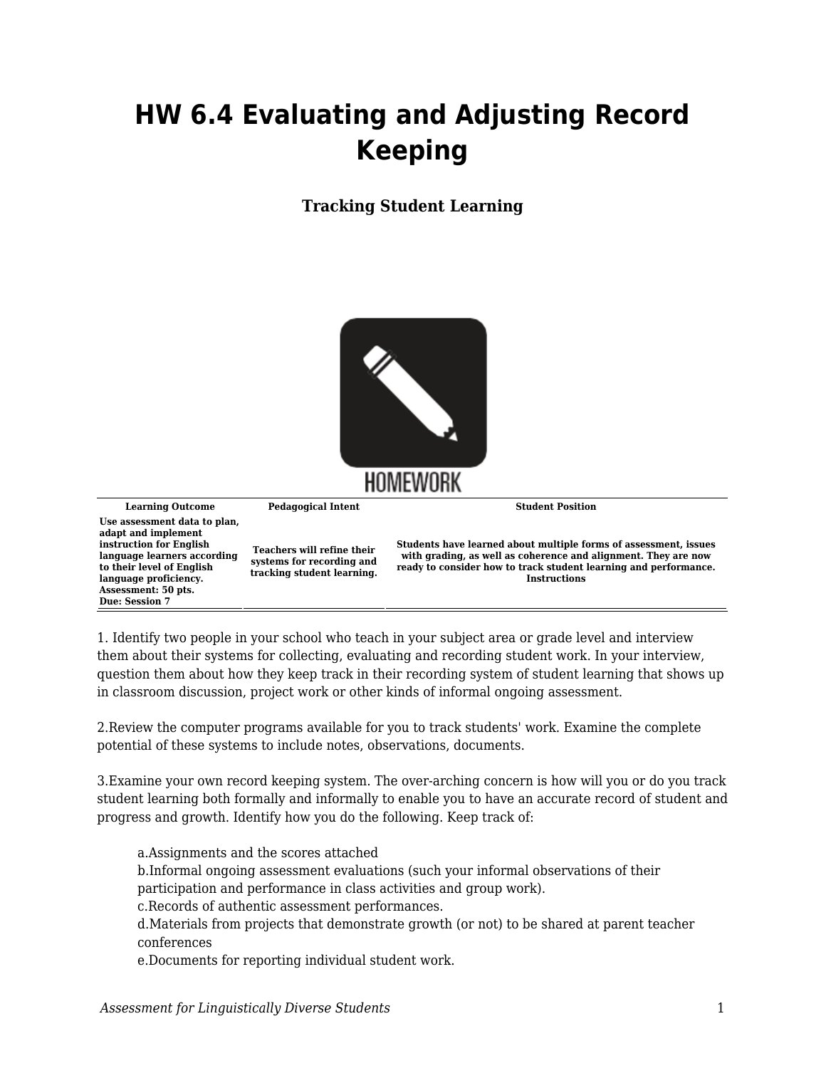# HW 6.4 Evaluating and Adjusting Record Keeping

**Tracking Student Learning**

| Learning Outcome | Pedagogical Intent | Student Position |
|---|---|---|
| **Use assessment data to plan, adapt and implement instruction for English language learners according to their level of English language proficiency. Assessment: 50 pts. Due: Session 7** | **Teachers will refine their systems for recording and tracking student learning.** | **Students have learned about multiple forms of assessment, issues with grading, as well as coherence and alignment. They are now ready to consider how to track student learning and performance. Instructions** |

1. Identify two people in your school who teach in your subject area or grade level and interview them about their systems for collecting, evaluating and recording student work. In your interview, question them about how they keep track in their recording system of student learning that shows up in classroom discussion, project work or other kinds of informal ongoing assessment.

2.Review the computer programs available for you to track students' work. Examine the complete potential of these systems to include notes, observations, documents.

3.Examine your own record keeping system. The over-arching concern is how will you or do you track student learning both formally and informally to enable you to have an accurate record of student and progress and growth. Identify how you do the following. Keep track of:

> a.Assignments and the scores attached
> b.Informal ongoing assessment evaluations (such your informal observations of their participation and performance in class activities and group work).
> c.Records of authentic assessment performances.
> d.Materials from projects that demonstrate growth (or not) to be shared at parent teacher conferences
> e.Documents for reporting individual student work.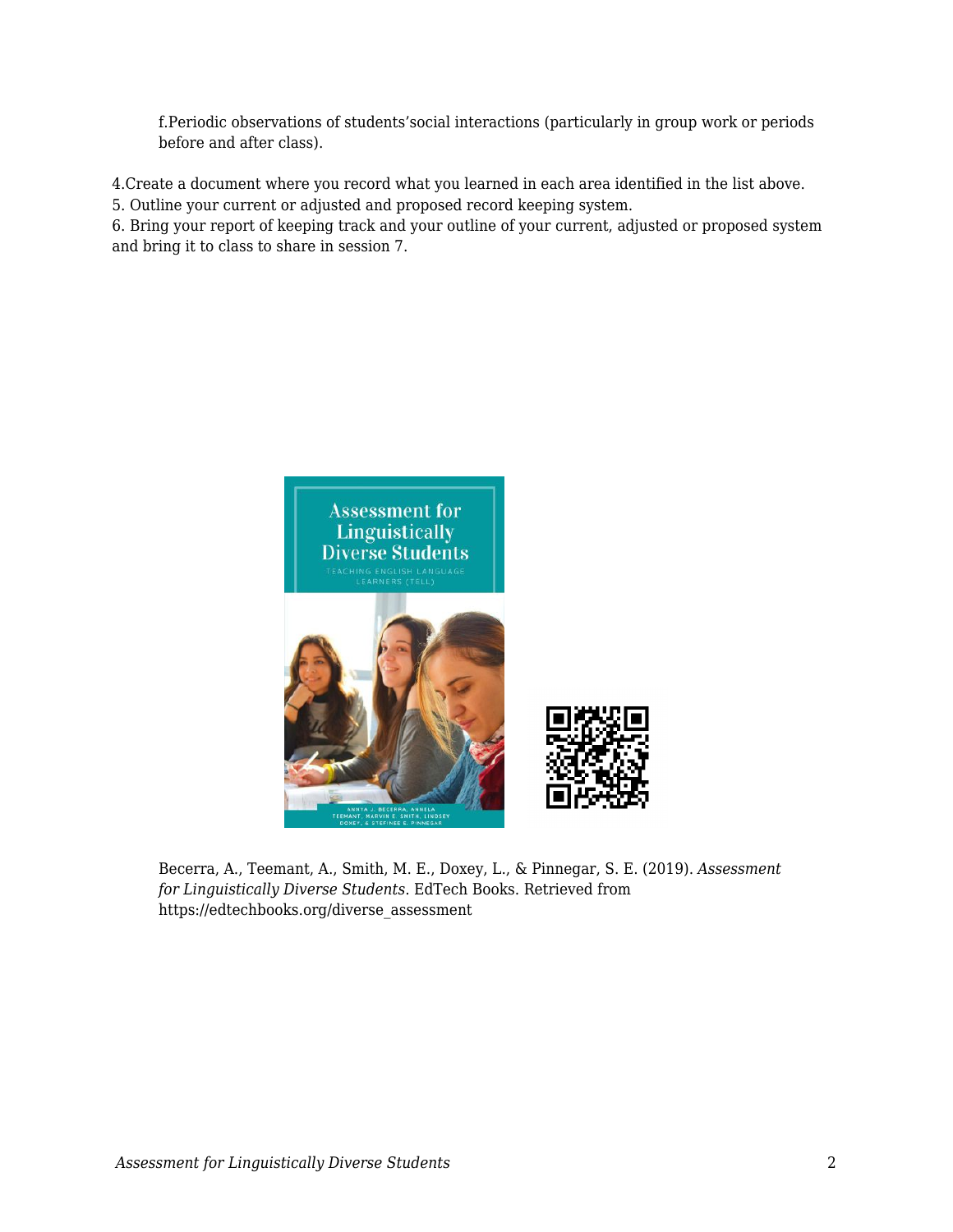f.Periodic observations of students'social interactions (particularly in group work or periods before and after class).

4.Create a document where you record what you learned in each area identified in the list above.

5. Outline your current or adjusted and proposed record keeping system.

6. Bring your report of keeping track and your outline of your current, adjusted or proposed system and bring it to class to share in session 7.

Becerra, A., Teemant, A., Smith, M. E., Doxey, L., & Pinnegar, S. E. (2019). *Assessment for Linguistically Diverse Students*. EdTech Books. Retrieved from https://edtechbooks.org/diverse_assessment